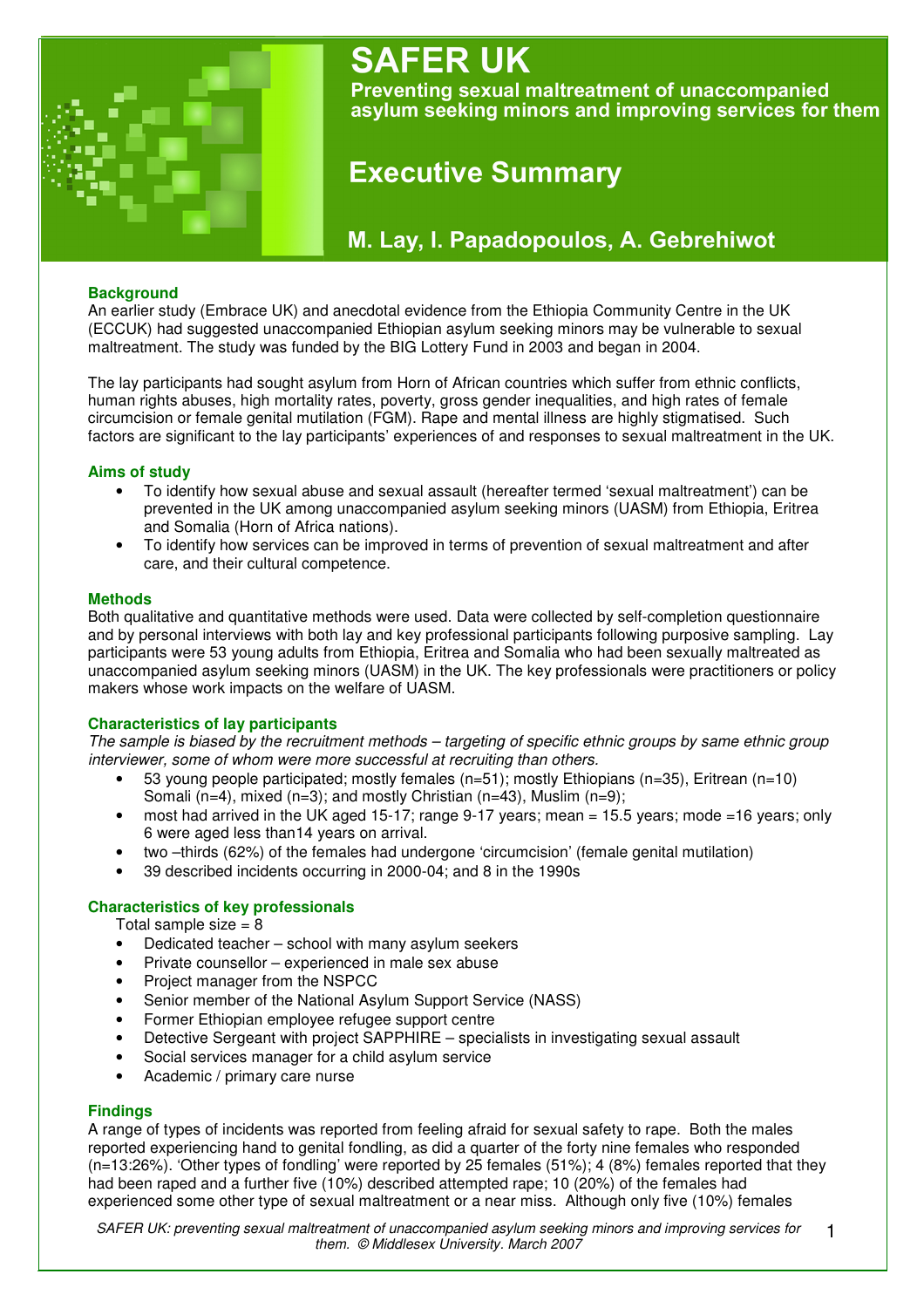# SAFER UK

**Preventing sexual maltreatment of unaccompanied asylum seeking minors and improving services for them**

## Executive Summary

### M. Lay, I. Papadopoulos, A. Gebrehiwot

### Background

An earlier study (Embrace UK) and anecdotal evidence from the Ethiopia Community Centre in the UK (ECCUK) had suggested unaccompanied Ethiopian asylum seeking minors may be vulnerable to sexual maltreatment. The study was funded by the BIG Lottery Fund in 2003 and began in 2004.

The lay participants had sought asylum from Horn of African countries which suffer from ethnic conflicts, human rights abuses, high mortality rates, poverty, gross gender inequalities, and high rates of female circumcision or female genital mutilation (FGM). Rape and mental illness are highly stigmatised. Such factors are significant to the lay participants' experiences of and responses to sexual maltreatment in the UK.

### Aims of study

- To identify how sexual abuse and sexual assault (hereafter termed 'sexual maltreatment') can be prevented in the UK among unaccompanied asylum seeking minors (UASM) from Ethiopia, Eritrea and Somalia (Horn of Africa nations).
- To identify how services can be improved in terms of prevention of sexual maltreatment and after care, and their cultural competence.

### Methods

Both qualitative and quantitative methods were used. Data were collected by self-completion questionnaire and by personal interviews with both lay and key professional participants following purposive sampling. Lay participants were 53 young adults from Ethiopia, Eritrea and Somalia who had been sexually maltreated as unaccompanied asylum seeking minors (UASM) in the UK. The key professionals were practitioners or policy makers whose work impacts on the welfare of UASM.

### Characteristics of lay participants

*The sample is biased by the recruitment methods – targeting of specific ethnic groups by same ethnic group interviewer, some of whom were more successful at recruiting than others.*

- 53 young people participated; mostly females (n=51); mostly Ethiopians (n=35), Eritrean (n=10) Somali (n=4), mixed (n=3); and mostly Christian (n=43), Muslim (n=9);
- most had arrived in the UK aged 15-17; range 9-17 years; mean = 15.5 years; mode =16 years; only 6 were aged less than14 years on arrival.
- two –thirds (62%) of the females had undergone 'circumcision' (female genital mutilation)
- 39 described incidents occurring in 2000-04; and 8 in the 1990s

### Characteristics of key professionals

Total sample size = 8

- Dedicated teacher – school with many asylum seekers
- Private counsellor – experienced in male sex abuse
- Project manager from the NSPCC
- Senior member of the National Asylum Support Service (NASS)
- Former Ethiopian employee refugee support centre
- Detective Sergeant with project SAPPHIRE – specialists in investigating sexual assault
- Social services manager for a child asylum service
- Academic / primary care nurse

### Findings

A range of types of incidents was reported from feeling afraid for sexual safety to rape. Both the males reported experiencing hand to genital fondling, as did a quarter of the forty nine females who responded (n=13:26%). 'Other types of fondling' were reported by 25 females (51%); 4 (8%) females reported that they had been raped and a further five (10%) described attempted rape; 10 (20%) of the females had experienced some other type of sexual maltreatment or a near miss. Although only five (10%) females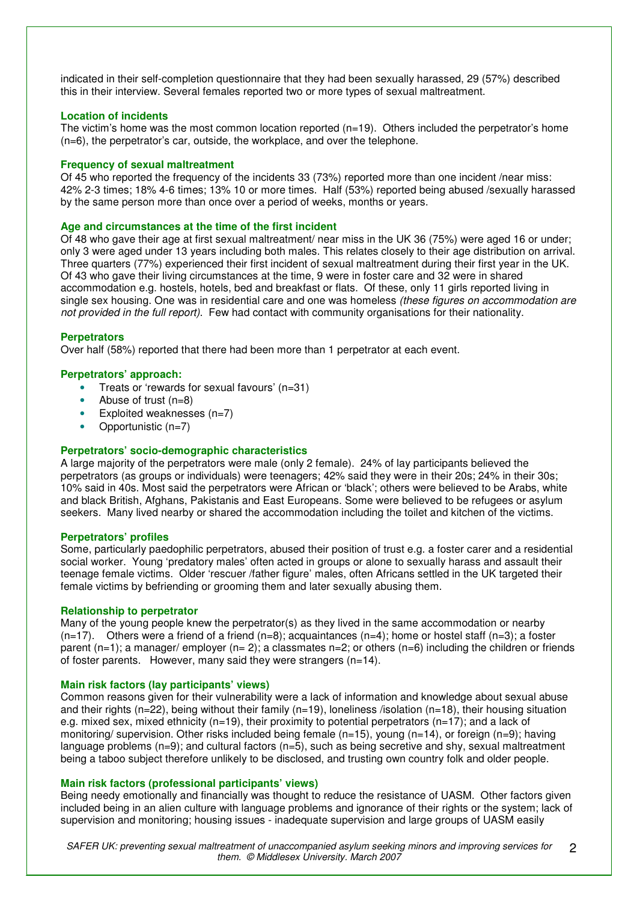indicated in their self-completion questionnaire that they had been sexually harassed, 29 (57%) described this in their interview. Several females reported two or more types of sexual maltreatment.

### Location of incidents

The victim's home was the most common location reported (n=19). Others included the perpetrator's home (n=6), the perpetrator's car, outside, the workplace, and over the telephone.

### Frequency of sexual maltreatment

Of 45 who reported the frequency of the incidents 33 (73%) reported more than one incident /near miss: 42% 2-3 times; 18% 4-6 times; 13% 10 or more times. Half (53%) reported being abused /sexually harassed by the same person more than once over a period of weeks, months or years.

### Age and circumstances at the time of the first incident

Of 48 who gave their age at first sexual maltreatment/ near miss in the UK 36 (75%) were aged 16 or under; only 3 were aged under 13 years including both males. This relates closely to their age distribution on arrival. Three quarters (77%) experienced their first incident of sexual maltreatment during their first year in the UK. Of 43 who gave their living circumstances at the time, 9 were in foster care and 32 were in shared accommodation e.g. hostels, hotels, bed and breakfast or flats. Of these, only 11 girls reported living in single sex housing. One was in residential care and one was homeless *(these figures on accommodation are not provided in the full report).* Few had contact with community organisations for their nationality.

### Perpetrators

Over half (58%) reported that there had been more than 1 perpetrator at each event.

### Perpetrators' approach:

- Treats or 'rewards for sexual favours' (n=31)
- Abuse of trust (n=8)
- Exploited weaknesses (n=7)
- Opportunistic (n=7)

### Perpetrators' socio-demographic characteristics

A large majority of the perpetrators were male (only 2 female). 24% of lay participants believed the perpetrators (as groups or individuals) were teenagers; 42% said they were in their 20s; 24% in their 30s; 10% said in 40s. Most said the perpetrators were African or 'black'; others were believed to be Arabs, white and black British, Afghans, Pakistanis and East Europeans. Some were believed to be refugees or asylum seekers. Many lived nearby or shared the accommodation including the toilet and kitchen of the victims.

### Perpetrators' profiles

Some, particularly paedophilic perpetrators, abused their position of trust e.g. a foster carer and a residential social worker. Young 'predatory males' often acted in groups or alone to sexually harass and assault their teenage female victims. Older 'rescuer /father figure' males, often Africans settled in the UK targeted their female victims by befriending or grooming them and later sexually abusing them.

### Relationship to perpetrator

Many of the young people knew the perpetrator(s) as they lived in the same accommodation or nearby (n=17). Others were a friend of a friend (n=8); acquaintances (n=4); home or hostel staff (n=3); a foster parent (n=1); a manager/ employer (n= 2); a classmates n=2; or others (n=6) including the children or friends of foster parents. However, many said they were strangers (n=14).

### Main risk factors (lay participants' views)

Common reasons given for their vulnerability were a lack of information and knowledge about sexual abuse and their rights (n=22), being without their family (n=19), loneliness /isolation (n=18), their housing situation e.g. mixed sex, mixed ethnicity (n=19), their proximity to potential perpetrators (n=17); and a lack of monitoring/ supervision. Other risks included being female (n=15), young (n=14), or foreign (n=9); having language problems (n=9); and cultural factors (n=5), such as being secretive and shy, sexual maltreatment being a taboo subject therefore unlikely to be disclosed, and trusting own country folk and older people.

### Main risk factors (professional participants' views)

Being needy emotionally and financially was thought to reduce the resistance of UASM. Other factors given included being in an alien culture with language problems and ignorance of their rights or the system; lack of supervision and monitoring; housing issues - inadequate supervision and large groups of UASM easily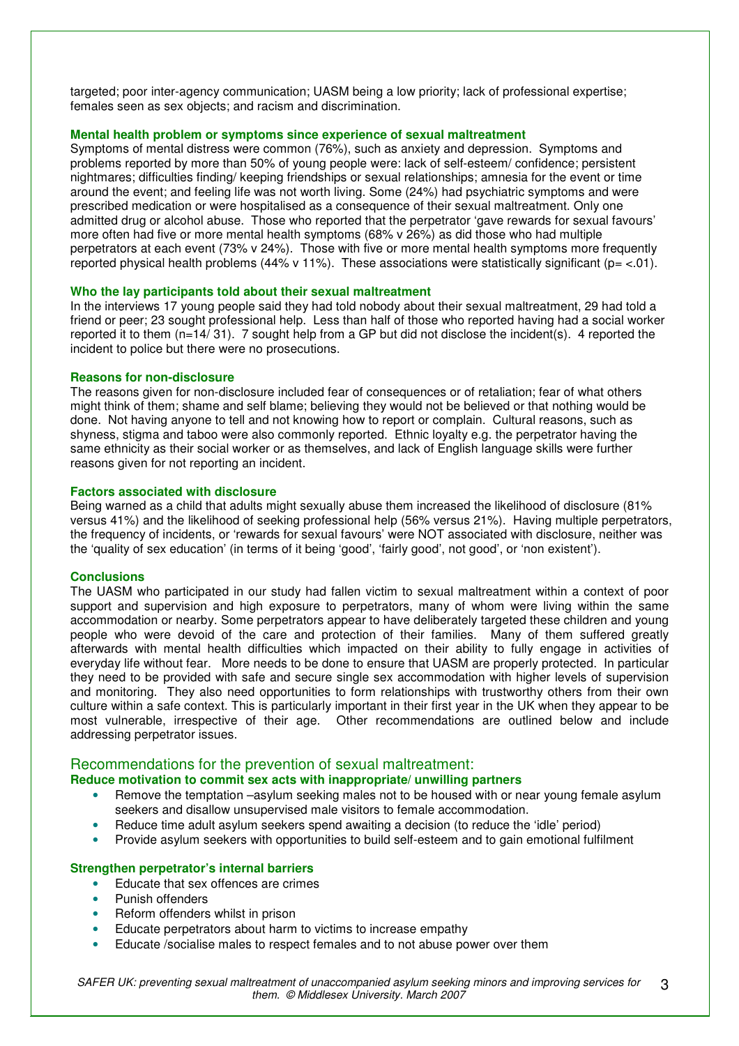targeted; poor inter-agency communication; UASM being a low priority; lack of professional expertise; females seen as sex objects; and racism and discrimination.

### Mental health problem or symptoms since experience of sexual maltreatment

Symptoms of mental distress were common (76%), such as anxiety and depression. Symptoms and problems reported by more than 50% of young people were: lack of self-esteem/ confidence; persistent nightmares; difficulties finding/ keeping friendships or sexual relationships; amnesia for the event or time around the event; and feeling life was not worth living. Some (24%) had psychiatric symptoms and were prescribed medication or were hospitalised as a consequence of their sexual maltreatment. Only one admitted drug or alcohol abuse. Those who reported that the perpetrator 'gave rewards for sexual favours' more often had five or more mental health symptoms (68% v 26%) as did those who had multiple perpetrators at each event (73% v 24%). Those with five or more mental health symptoms more frequently reported physical health problems (44% v 11%). These associations were statistically significant ($p = <.01$).

### Who the lay participants told about their sexual maltreatment

In the interviews 17 young people said they had told nobody about their sexual maltreatment, 29 had told a friend or peer; 23 sought professional help. Less than half of those who reported having had a social worker reported it to them (n=14/ 31). 7 sought help from a GP but did not disclose the incident(s). 4 reported the incident to police but there were no prosecutions.

### Reasons for non-disclosure

The reasons given for non-disclosure included fear of consequences or of retaliation; fear of what others might think of them; shame and self blame; believing they would not be believed or that nothing would be done. Not having anyone to tell and not knowing how to report or complain. Cultural reasons, such as shyness, stigma and taboo were also commonly reported. Ethnic loyalty e.g. the perpetrator having the same ethnicity as their social worker or as themselves, and lack of English language skills were further reasons given for not reporting an incident.

### Factors associated with disclosure

Being warned as a child that adults might sexually abuse them increased the likelihood of disclosure (81% versus 41%) and the likelihood of seeking professional help (56% versus 21%). Having multiple perpetrators, the frequency of incidents, or 'rewards for sexual favours' were NOT associated with disclosure, neither was the 'quality of sex education' (in terms of it being 'good', 'fairly good', not good', or 'non existent').

### Conclusions

The UASM who participated in our study had fallen victim to sexual maltreatment within a context of poor support and supervision and high exposure to perpetrators, many of whom were living within the same accommodation or nearby. Some perpetrators appear to have deliberately targeted these children and young people who were devoid of the care and protection of their families. Many of them suffered greatly afterwards with mental health difficulties which impacted on their ability to fully engage in activities of everyday life without fear. More needs to be done to ensure that UASM are properly protected. In particular they need to be provided with safe and secure single sex accommodation with higher levels of supervision and monitoring. They also need opportunities to form relationships with trustworthy others from their own culture within a safe context. This is particularly important in their first year in the UK when they appear to be most vulnerable, irrespective of their age. Other recommendations are outlined below and include addressing perpetrator issues.

## Recommendations for the prevention of sexual maltreatment:

### Reduce motivation to commit sex acts with inappropriate/ unwilling partners

- Remove the temptation –asylum seeking males not to be housed with or near young female asylum seekers and disallow unsupervised male visitors to female accommodation.
- Reduce time adult asylum seekers spend awaiting a decision (to reduce the 'idle' period)
- Provide asylum seekers with opportunities to build self-esteem and to gain emotional fulfilment

### Strengthen perpetrator's internal barriers

- Educate that sex offences are crimes
- Punish offenders
- Reform offenders whilst in prison
- Educate perpetrators about harm to victims to increase empathy
- Educate /socialise males to respect females and to not abuse power over them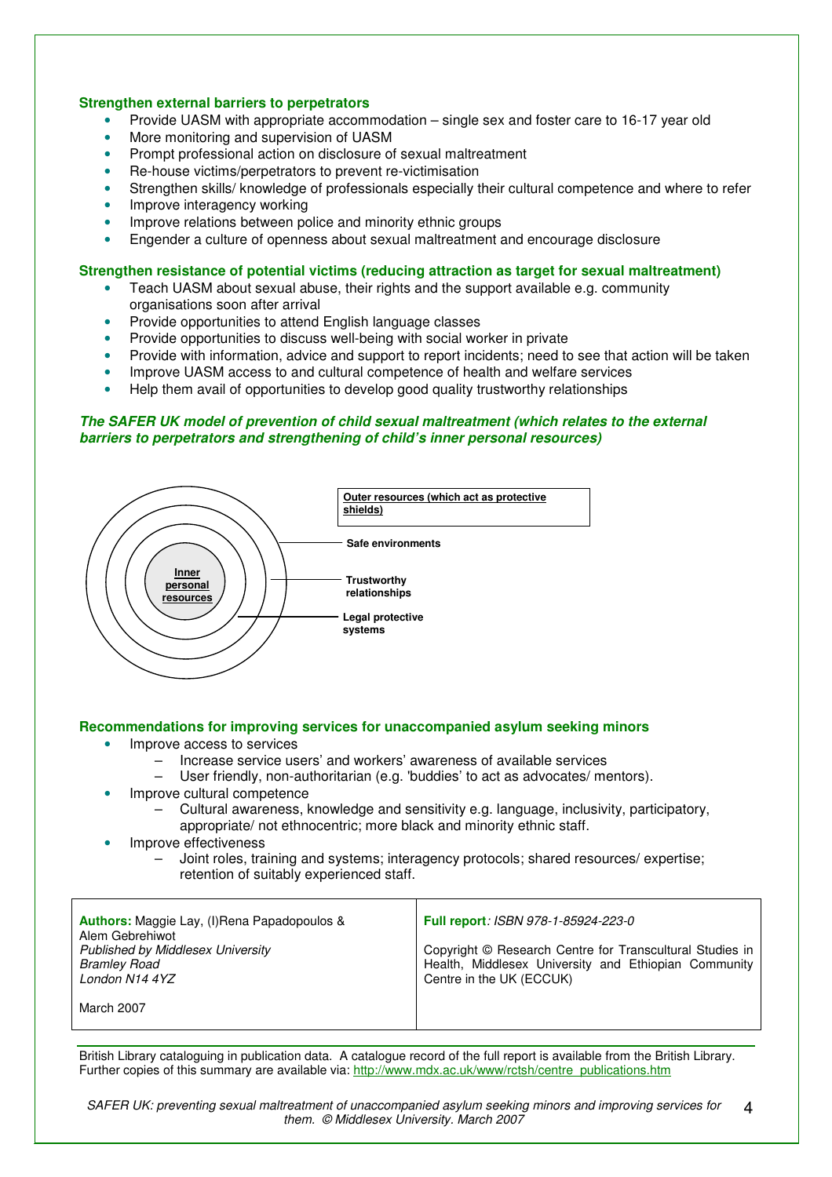**Strengthen external barriers to perpetrators**

- Provide UASM with appropriate accommodation – single sex and foster care to 16-17 year old
- More monitoring and supervision of UASM
- Prompt professional action on disclosure of sexual maltreatment
- Re-house victims/perpetrators to prevent re-victimisation
- Strengthen skills/ knowledge of professionals especially their cultural competence and where to refer
- Improve interagency working
- Improve relations between police and minority ethnic groups
- Engender a culture of openness about sexual maltreatment and encourage disclosure

**Strengthen resistance of potential victims (reducing attraction as target for sexual maltreatment)**

- Teach UASM about sexual abuse, their rights and the support available e.g. community organisations soon after arrival
- Provide opportunities to attend English language classes
- Provide opportunities to discuss well-being with social worker in private
- Provide with information, advice and support to report incidents; need to see that action will be taken
- Improve UASM access to and cultural competence of health and welfare services
- Help them avail of opportunities to develop good quality trustworthy relationships

***The SAFER UK model of prevention of child sexual maltreatment (which relates to the external barriers to perpetrators and strengthening of child's inner personal resources)***

Outer resources (which act as protective shields)

Safe environments

Trustworthy relationships

Legal protective systems

Inner personal resources

**Recommendations for improving services for unaccompanied asylum seeking minors**

- Improve access to services
  - Increase service users' and workers' awareness of available services
  - User friendly, non-authoritarian (e.g. 'buddies' to act as advocates/ mentors).
- Improve cultural competence
  - Cultural awareness, knowledge and sensitivity e.g. language, inclusivity, participatory, appropriate/ not ethnocentric; more black and minority ethnic staff.
- Improve effectiveness
  - Joint roles, training and systems; interagency protocols; shared resources/ expertise; retention of suitably experienced staff.

| | |
|---|---|
| **Authors:** Maggie Lay, (I)Rena Papadopoulos & Alem Gebrehiwot<br>*Published by Middlesex University*<br>*Bramley Road*<br>*London N14 4YZ*<br><br>March 2007 | **Full report***: ISBN 978-1-85924-223-0*<br><br>Copyright © Research Centre for Transcultural Studies in Health, Middlesex University and Ethiopian Community Centre in the UK (ECCUK) |

British Library cataloguing in publication data. A catalogue record of the full report is available from the British Library. Further copies of this summary are available via: http://www.mdx.ac.uk/www/rctsh/centre_publications.htm